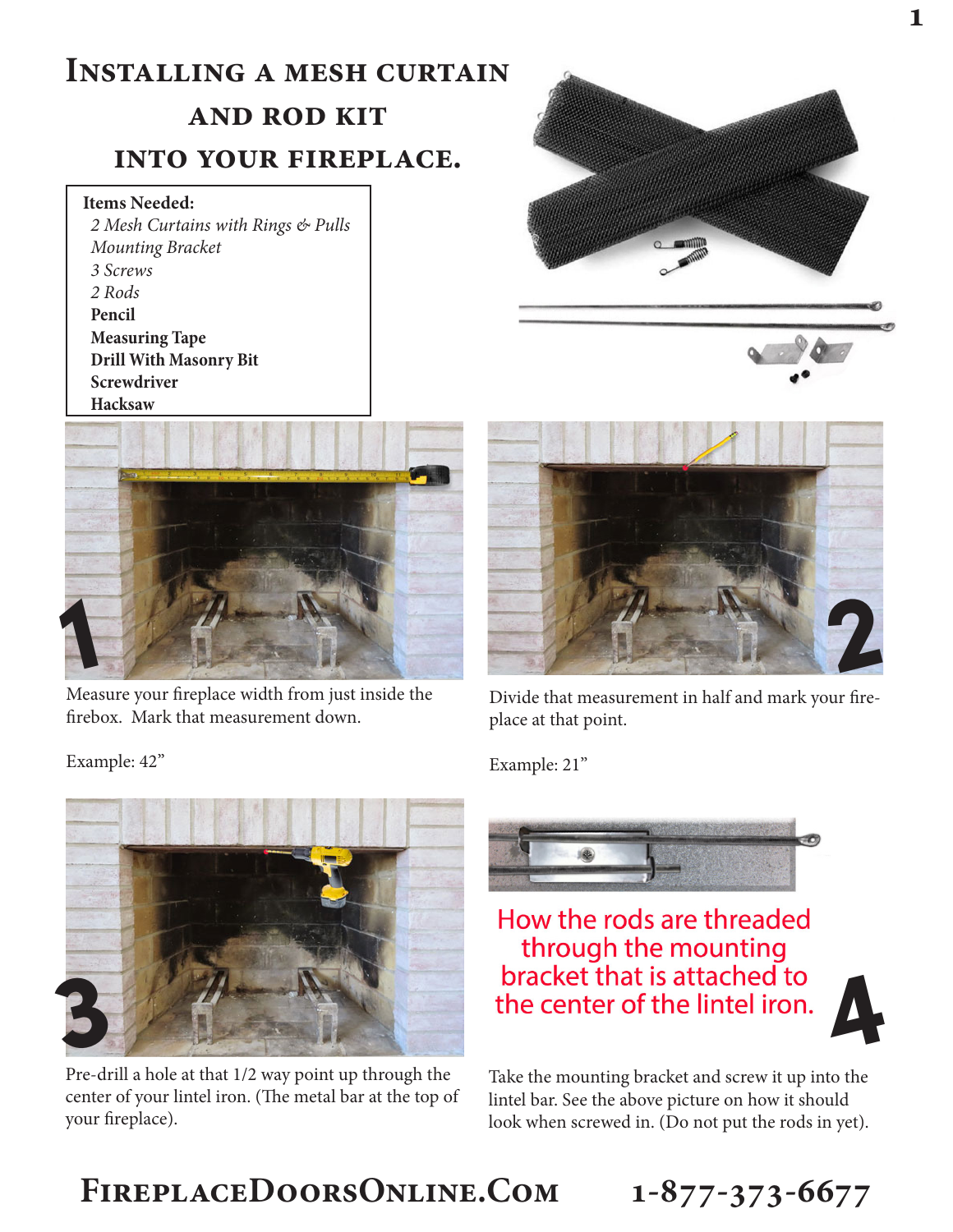# Installing a mesh curtain and rod kit into your fireplace.

**Items Needed:**

- *2 Mesh Curtains with Rings & Pulls*
- *Mounting Bracket*
- *3 Screws*
- *2 Rods*
- **Pencil**
- **Measuring Tape**
- **Drill With Masonry Bit**
- **Screwdriver**
- **Hacksaw**

**1**

Measure your fireplace width from just inside the firebox. Mark that measurement down.

Example: 42"

**2**

Divide that measurement in half and mark your fireplace at that point.

Example: 21"

**3**

Pre-drill a hole at that 1/2 way point up through the center of your lintel iron. (The metal bar at the top of your fireplace).

**4**

How the rods are threaded through the mounting bracket that is attached to the center of the lintel iron.

Take the mounting bracket and screw it up into the lintel bar. See the above picture on how it should look when screwed in. (Do not put the rods in yet).

FireplaceDoorsOnline.Com 1-877-373-6677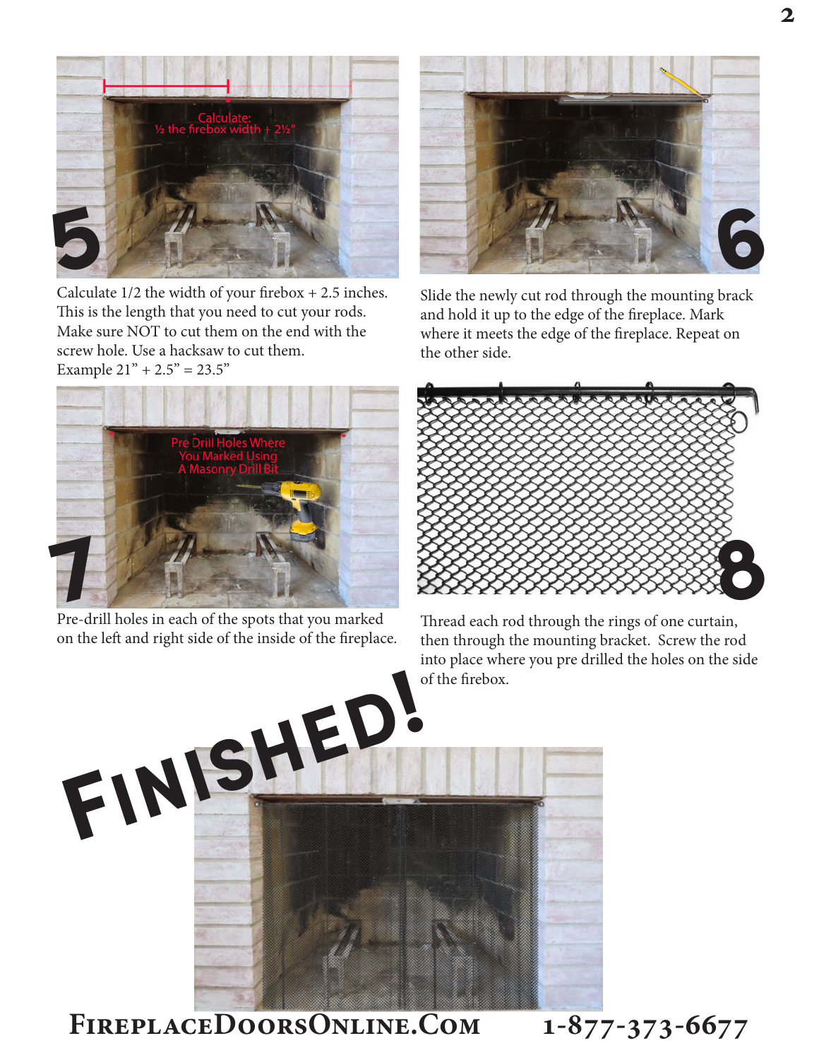**5**

Calculate 1/2 the width of your firebox + 2.5 inches. This is the length that you need to cut your rods. Make sure NOT to cut them on the end with the screw hole. Use a hacksaw to cut them.
Example 21" + 2.5" = 23.5"

**6**

Slide the newly cut rod through the mounting brack and hold it up to the edge of the fireplace. Mark where it meets the edge of the fireplace. Repeat on the other side.

**7**

Pre-drill holes in each of the spots that you marked on the left and right side of the inside of the fireplace.

**8**

Thread each rod through the rings of one curtain, then through the mounting bracket. Screw the rod into place where you pre drilled the holes on the side of the firebox.

**FINISHED!**

**FireplaceDoorsOnline.Com** 1-877-373-6677